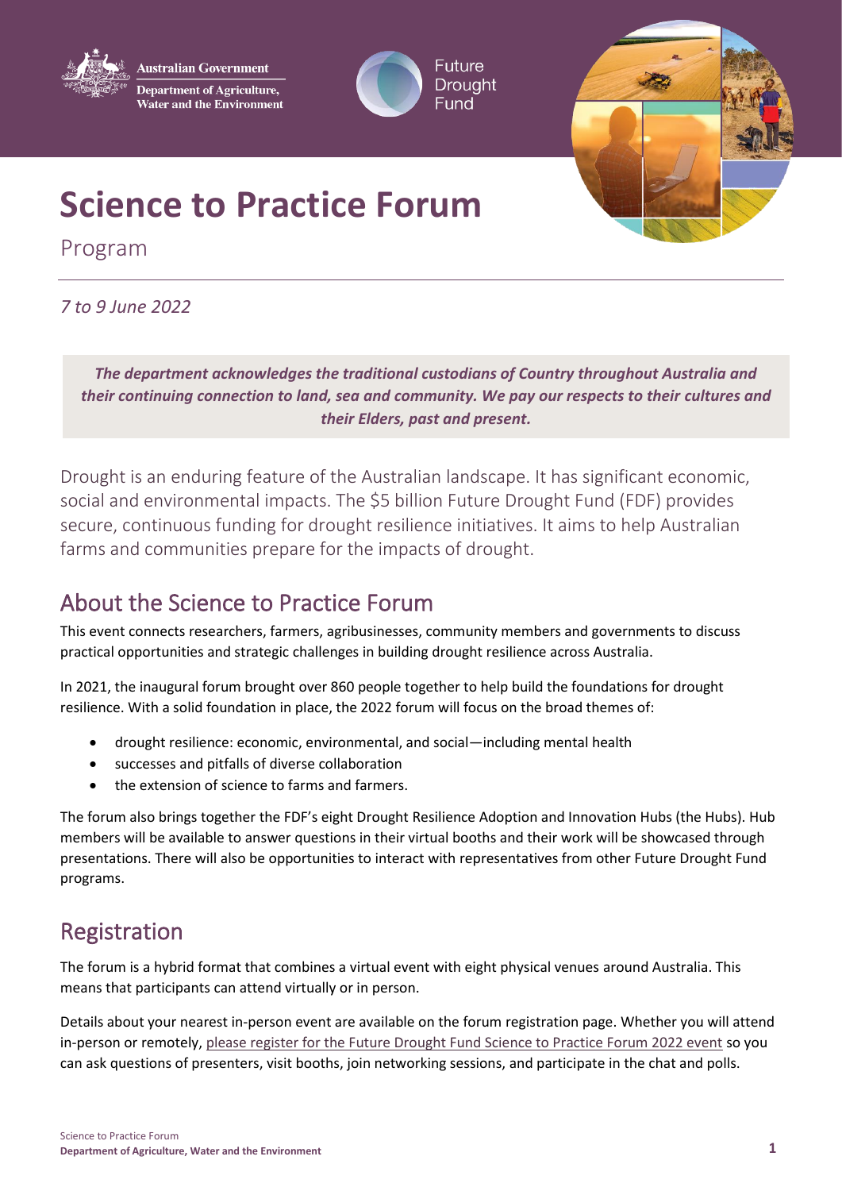Australian Government
Department of Agriculture, Water and the Environment

Future Drought Fund

# Science to Practice Forum

Program

*7 to 9 June 2022*

***The department acknowledges the traditional custodians of Country throughout Australia and their continuing connection to land, sea and community. We pay our respects to their cultures and their Elders, past and present.***

Drought is an enduring feature of the Australian landscape. It has significant economic, social and environmental impacts. The $5 billion Future Drought Fund (FDF) provides secure, continuous funding for drought resilience initiatives. It aims to help Australian farms and communities prepare for the impacts of drought.

## About the Science to Practice Forum

This event connects researchers, farmers, agribusinesses, community members and governments to discuss practical opportunities and strategic challenges in building drought resilience across Australia.

In 2021, the inaugural forum brought over 860 people together to help build the foundations for drought resilience. With a solid foundation in place, the 2022 forum will focus on the broad themes of:

- drought resilience: economic, environmental, and social—including mental health
- successes and pitfalls of diverse collaboration
- the extension of science to farms and farmers.

The forum also brings together the FDF's eight Drought Resilience Adoption and Innovation Hubs (the Hubs). Hub members will be available to answer questions in their virtual booths and their work will be showcased through presentations. There will also be opportunities to interact with representatives from other Future Drought Fund programs.

## Registration

The forum is a hybrid format that combines a virtual event with eight physical venues around Australia. This means that participants can attend virtually or in person.

Details about your nearest in-person event are available on the forum registration page. Whether you will attend in-person or remotely, please register for the Future Drought Fund Science to Practice Forum 2022 event so you can ask questions of presenters, visit booths, join networking sessions, and participate in the chat and polls.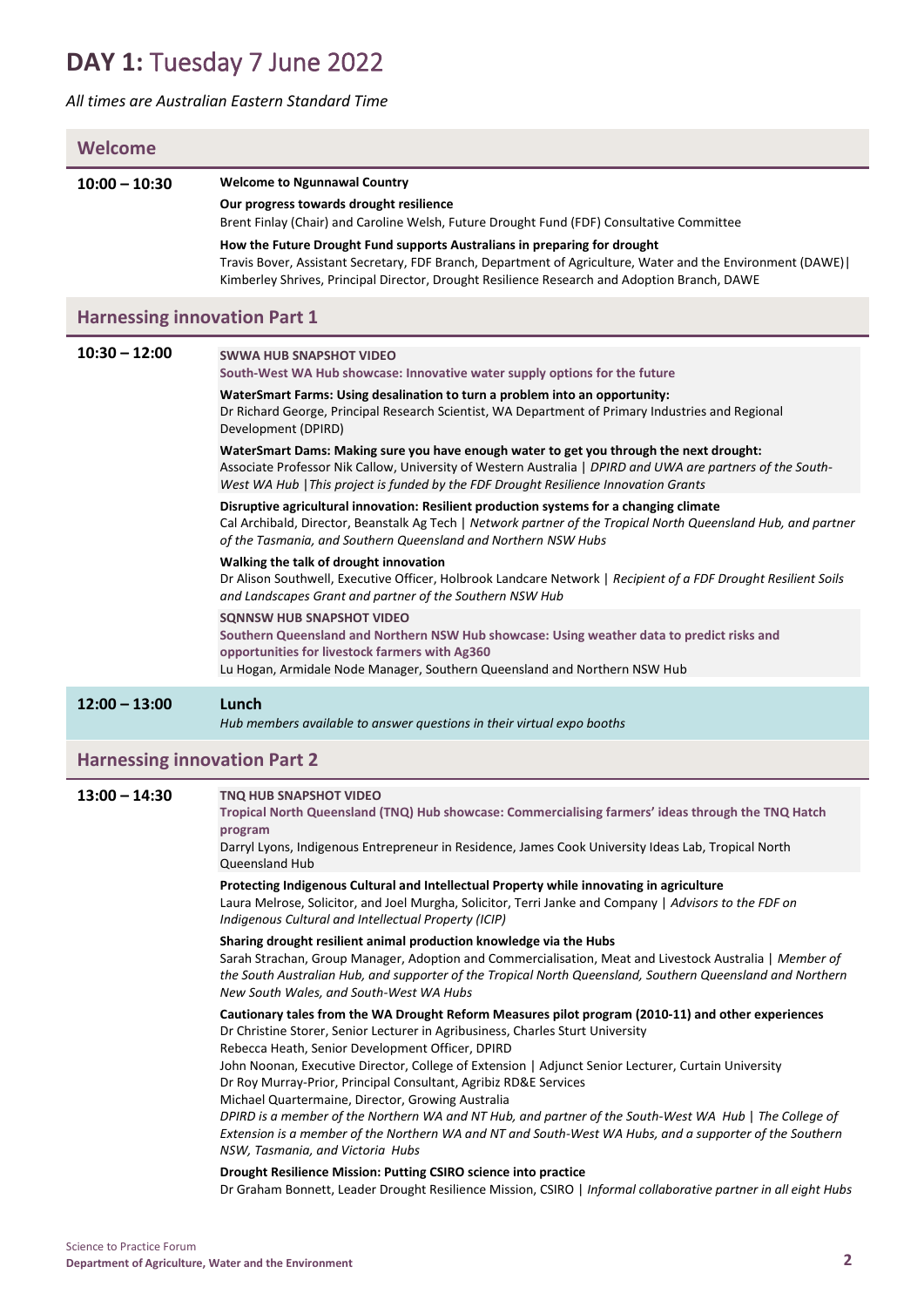# **DAY 1:** Tuesday 7 June 2022

*All times are Australian Eastern Standard Time*

## Welcome

**10:00 – 10:30**

**Welcome to Ngunnawal Country**

**Our progress towards drought resilience**
Brent Finlay (Chair) and Caroline Welsh, Future Drought Fund (FDF) Consultative Committee

**How the Future Drought Fund supports Australians in preparing for drought**
Travis Bover, Assistant Secretary, FDF Branch, Department of Agriculture, Water and the Environment (DAWE)| Kimberley Shrives, Principal Director, Drought Resilience Research and Adoption Branch, DAWE

## Harnessing innovation Part 1

**10:30 – 12:00**

**SWWA HUB SNAPSHOT VIDEO**
**South-West WA Hub showcase: Innovative water supply options for the future**

**WaterSmart Farms: Using desalination to turn a problem into an opportunity:**
Dr Richard George, Principal Research Scientist, WA Department of Primary Industries and Regional Development (DPIRD)

**WaterSmart Dams: Making sure you have enough water to get you through the next drought:**
Associate Professor Nik Callow, University of Western Australia | *DPIRD and UWA are partners of the South-West WA Hub |This project is funded by the FDF Drought Resilience Innovation Grants*

**Disruptive agricultural innovation: Resilient production systems for a changing climate**
Cal Archibald, Director, Beanstalk Ag Tech | *Network partner of the Tropical North Queensland Hub, and partner of the Tasmania, and Southern Queensland and Northern NSW Hubs*

**Walking the talk of drought innovation**
Dr Alison Southwell, Executive Officer, Holbrook Landcare Network | *Recipient of a FDF Drought Resilient Soils and Landscapes Grant and partner of the Southern NSW Hub*

**SQNNSW HUB SNAPSHOT VIDEO**
**Southern Queensland and Northern NSW Hub showcase: Using weather data to predict risks and opportunities for livestock farmers with Ag360**
Lu Hogan, Armidale Node Manager, Southern Queensland and Northern NSW Hub

**12:00 – 13:00**

**Lunch**
*Hub members available to answer questions in their virtual expo booths*

## Harnessing innovation Part 2

**13:00 – 14:30**

**TNQ HUB SNAPSHOT VIDEO**
**Tropical North Queensland (TNQ) Hub showcase: Commercialising farmers' ideas through the TNQ Hatch program**
Darryl Lyons, Indigenous Entrepreneur in Residence, James Cook University Ideas Lab, Tropical North Queensland Hub

**Protecting Indigenous Cultural and Intellectual Property while innovating in agriculture**
Laura Melrose, Solicitor, and Joel Murgha, Solicitor, Terri Janke and Company | *Advisors to the FDF on Indigenous Cultural and Intellectual Property (ICIP)*

**Sharing drought resilient animal production knowledge via the Hubs**
Sarah Strachan, Group Manager, Adoption and Commercialisation, Meat and Livestock Australia | *Member of the South Australian Hub, and supporter of the Tropical North Queensland, Southern Queensland and Northern New South Wales, and South-West WA Hubs*

**Cautionary tales from the WA Drought Reform Measures pilot program (2010-11) and other experiences**
Dr Christine Storer, Senior Lecturer in Agribusiness, Charles Sturt University
Rebecca Heath, Senior Development Officer, DPIRD
John Noonan, Executive Director, College of Extension | Adjunct Senior Lecturer, Curtain University
Dr Roy Murray-Prior, Principal Consultant, Agribiz RD&E Services
Michael Quartermaine, Director, Growing Australia
*DPIRD is a member of the Northern WA and NT Hub, and partner of the South-West WA Hub | The College of Extension is a member of the Northern WA and NT and South-West WA Hubs, and a supporter of the Southern NSW, Tasmania, and Victoria Hubs*

**Drought Resilience Mission: Putting CSIRO science into practice**
Dr Graham Bonnett, Leader Drought Resilience Mission, CSIRO | *Informal collaborative partner in all eight Hubs*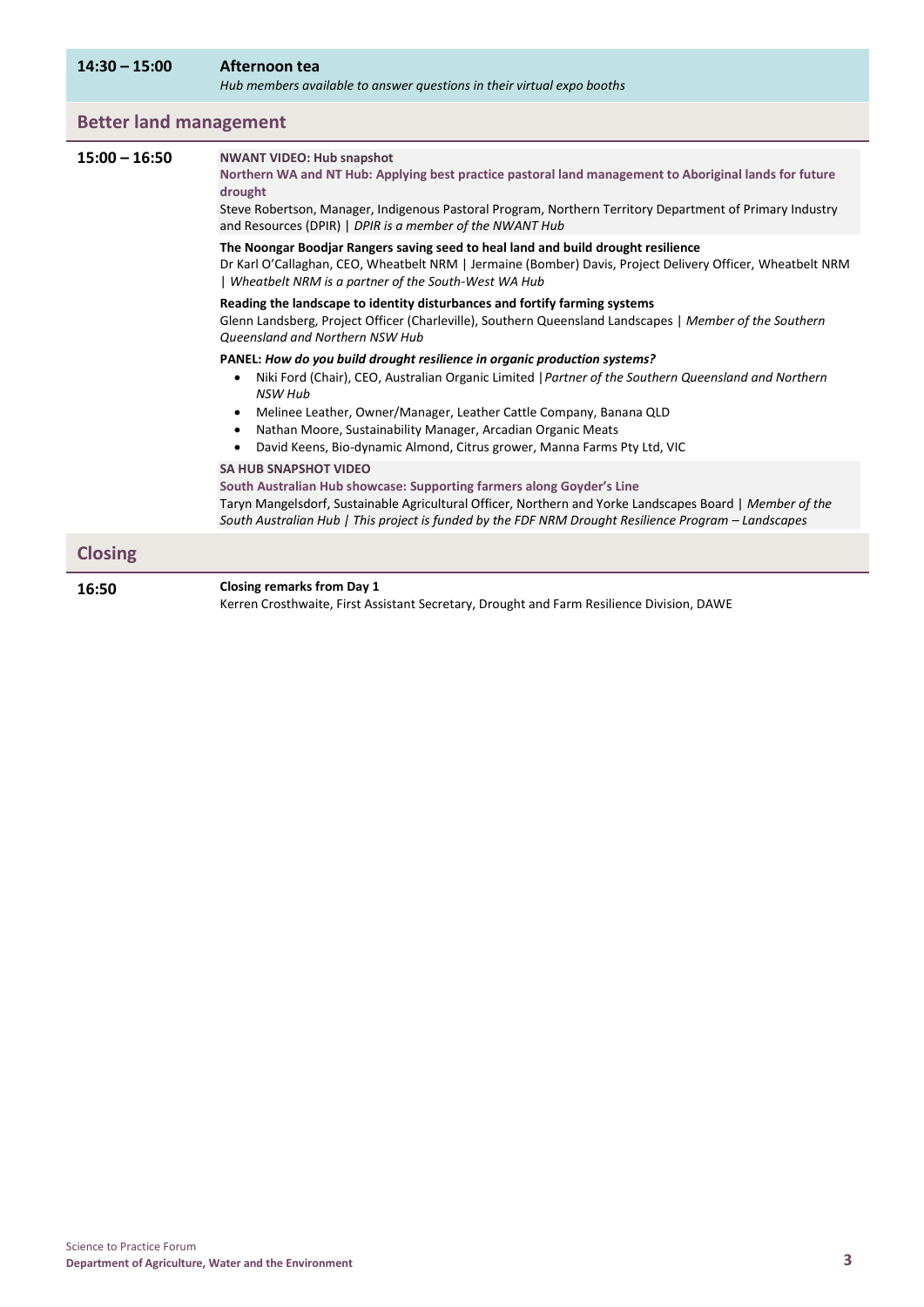**14:30 – 15:00** **Afternoon tea**
*Hub members available to answer questions in their virtual expo booths*

## Better land management

**15:00 – 16:50**

**NWANT VIDEO: Hub snapshot**
**Northern WA and NT Hub: Applying best practice pastoral land management to Aboriginal lands for future drought**
Steve Robertson, Manager, Indigenous Pastoral Program, Northern Territory Department of Primary Industry and Resources (DPIR) | *DPIR is a member of the NWANT Hub*

**The Noongar Boodjar Rangers saving seed to heal land and build drought resilience**
Dr Karl O'Callaghan, CEO, Wheatbelt NRM | Jermaine (Bomber) Davis, Project Delivery Officer, Wheatbelt NRM | *Wheatbelt NRM is a partner of the South-West WA Hub*

**Reading the landscape to identity disturbances and fortify farming systems**
Glenn Landsberg, Project Officer (Charleville), Southern Queensland Landscapes | *Member of the Southern Queensland and Northern NSW Hub*

**PANEL:** ***How do you build drought resilience in organic production systems?***

- Niki Ford (Chair), CEO, Australian Organic Limited |*Partner of the Southern Queensland and Northern NSW Hub*
- Melinee Leather, Owner/Manager, Leather Cattle Company, Banana QLD
- Nathan Moore, Sustainability Manager, Arcadian Organic Meats
- David Keens, Bio-dynamic Almond, Citrus grower, Manna Farms Pty Ltd, VIC

**SA HUB SNAPSHOT VIDEO**
**South Australian Hub showcase: Supporting farmers along Goyder's Line**
Taryn Mangelsdorf, Sustainable Agricultural Officer, Northern and Yorke Landscapes Board | *Member of the South Australian Hub | This project is funded by the FDF NRM Drought Resilience Program – Landscapes*

## Closing

**16:50**

**Closing remarks from Day 1**
Kerren Crosthwaite, First Assistant Secretary, Drought and Farm Resilience Division, DAWE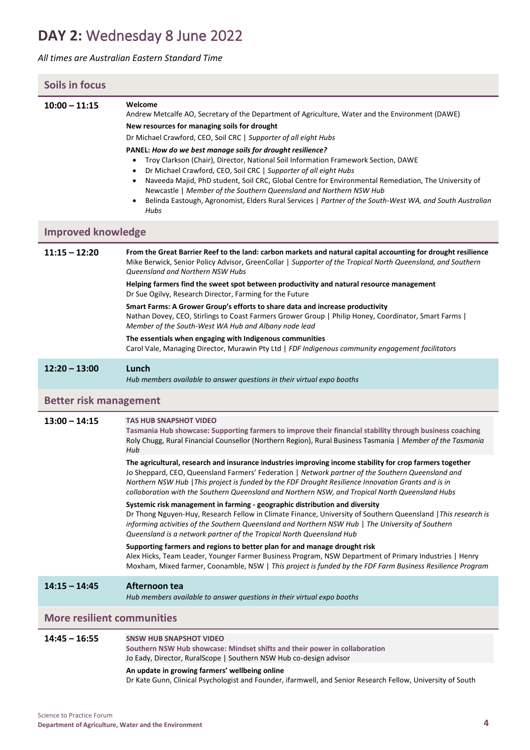# **DAY 2:** Wednesday 8 June 2022

*All times are Australian Eastern Standard Time*

## Soils in focus

**10:00 – 11:15**

**Welcome**
Andrew Metcalfe AO, Secretary of the Department of Agriculture, Water and the Environment (DAWE)

**New resources for managing soils for drought**
Dr Michael Crawford, CEO, Soil CRC | *Supporter of all eight Hubs*

**PANEL:** ***How do we best manage soils for drought resilience?***

- Troy Clarkson (Chair), Director, National Soil Information Framework Section, DAWE
- Dr Michael Crawford, CEO, Soil CRC | *Supporter of all eight Hubs*
- Naveeda Majid, PhD student, Soil CRC, Global Centre for Environmental Remediation, The University of Newcastle | *Member of the Southern Queensland and Northern NSW Hub*
- Belinda Eastough, Agronomist, Elders Rural Services | *Partner of the South-West WA, and South Australian Hubs*

## Improved knowledge

**11:15 – 12:20**

**From the Great Barrier Reef to the land: carbon markets and natural capital accounting for drought resilience**
Mike Berwick, Senior Policy Advisor, GreenCollar | *Supporter of the Tropical North Queensland, and Southern Queensland and Northern NSW Hubs*

**Helping farmers find the sweet spot between productivity and natural resource management**
Dr Sue Ogilvy, Research Director, Farming for the Future

**Smart Farms: A Grower Group's efforts to share data and increase productivity**
Nathan Dovey, CEO, Stirlings to Coast Farmers Grower Group | Philip Honey, Coordinator, Smart Farms | *Member of the South-West WA Hub and Albany node lead*

**The essentials when engaging with Indigenous communities**
Carol Vale, Managing Director, Murawin Pty Ltd | *FDF Indigenous community engagement facilitators*

**12:20 – 13:00**

**Lunch**
*Hub members available to answer questions in their virtual expo booths*

## Better risk management

**13:00 – 14:15**

**TAS HUB SNAPSHOT VIDEO**
**Tasmania Hub showcase: Supporting farmers to improve their financial stability through business coaching**
Roly Chugg, Rural Financial Counsellor (Northern Region), Rural Business Tasmania | *Member of the Tasmania Hub*

**The agricultural, research and insurance industries improving income stability for crop farmers together**
Jo Sheppard, CEO, Queensland Farmers' Federation | *Network partner of the Southern Queensland and Northern NSW Hub |This project is funded by the FDF Drought Resilience Innovation Grants and is in collaboration with the Southern Queensland and Northern NSW, and Tropical North Queensland Hubs*

**Systemic risk management in farming - geographic distribution and diversity**
Dr Thong Nguyen-Huy, Research Fellow in Climate Finance, University of Southern Queensland |*This research is informing activities of the Southern Queensland and Northern NSW Hub | The University of Southern Queensland is a network partner of the Tropical North Queensland Hub*

**Supporting farmers and regions to better plan for and manage drought risk**
Alex Hicks, Team Leader, Younger Farmer Business Program, NSW Department of Primary Industries | Henry Moxham, Mixed farmer, Coonamble, NSW | *This project is funded by the FDF Farm Business Resilience Program*

**14:15 – 14:45**

**Afternoon tea**
*Hub members available to answer questions in their virtual expo booths*

## More resilient communities

**14:45 – 16:55**

**SNSW HUB SNAPSHOT VIDEO**
**Southern NSW Hub showcase: Mindset shifts and their power in collaboration**
Jo Eady, Director, RuralScope | Southern NSW Hub co-design advisor

**An update in growing farmers' wellbeing online**
Dr Kate Gunn, Clinical Psychologist and Founder, ifarmwell, and Senior Research Fellow, University of South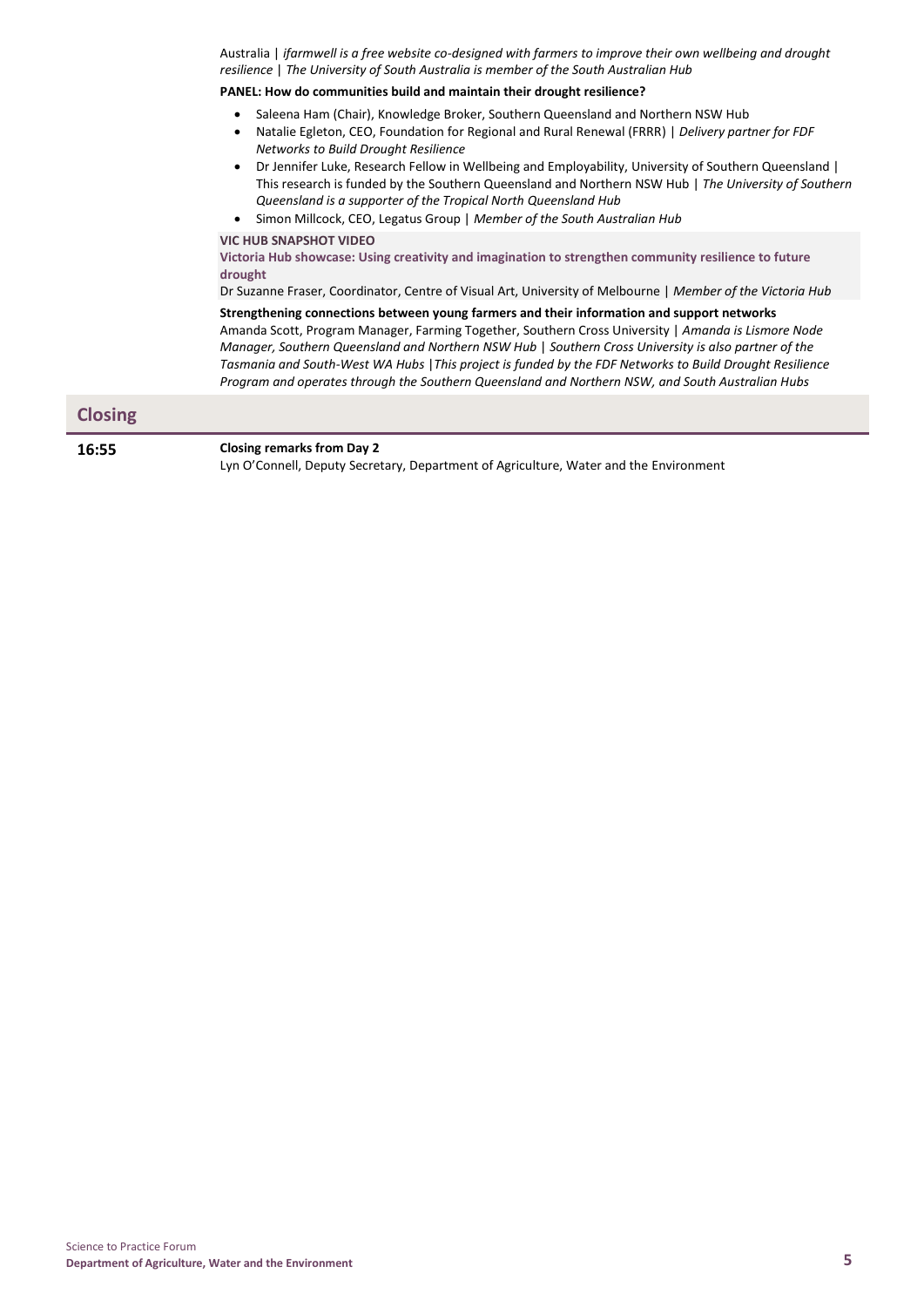Australia | *ifarmwell is a free website co-designed with farmers to improve their own wellbeing and drought resilience | The University of South Australia is member of the South Australian Hub*

**PANEL: How do communities build and maintain their drought resilience?**

- Saleena Ham (Chair), Knowledge Broker, Southern Queensland and Northern NSW Hub
- Natalie Egleton, CEO, Foundation for Regional and Rural Renewal (FRRR) | *Delivery partner for FDF Networks to Build Drought Resilience*
- Dr Jennifer Luke, Research Fellow in Wellbeing and Employability, University of Southern Queensland | This research is funded by the Southern Queensland and Northern NSW Hub | *The University of Southern Queensland is a supporter of the Tropical North Queensland Hub*
- Simon Millcock, CEO, Legatus Group | *Member of the South Australian Hub*

**VIC HUB SNAPSHOT VIDEO**

**Victoria Hub showcase: Using creativity and imagination to strengthen community resilience to future drought**

Dr Suzanne Fraser, Coordinator, Centre of Visual Art, University of Melbourne | *Member of the Victoria Hub*

**Strengthening connections between young farmers and their information and support networks**

Amanda Scott, Program Manager, Farming Together, Southern Cross University | *Amanda is Lismore Node Manager, Southern Queensland and Northern NSW Hub | Southern Cross University is also partner of the Tasmania and South-West WA Hubs |This project is funded by the FDF Networks to Build Drought Resilience Program and operates through the Southern Queensland and Northern NSW, and South Australian Hubs*

## Closing

**16:55** **Closing remarks from Day 2**

Lyn O'Connell, Deputy Secretary, Department of Agriculture, Water and the Environment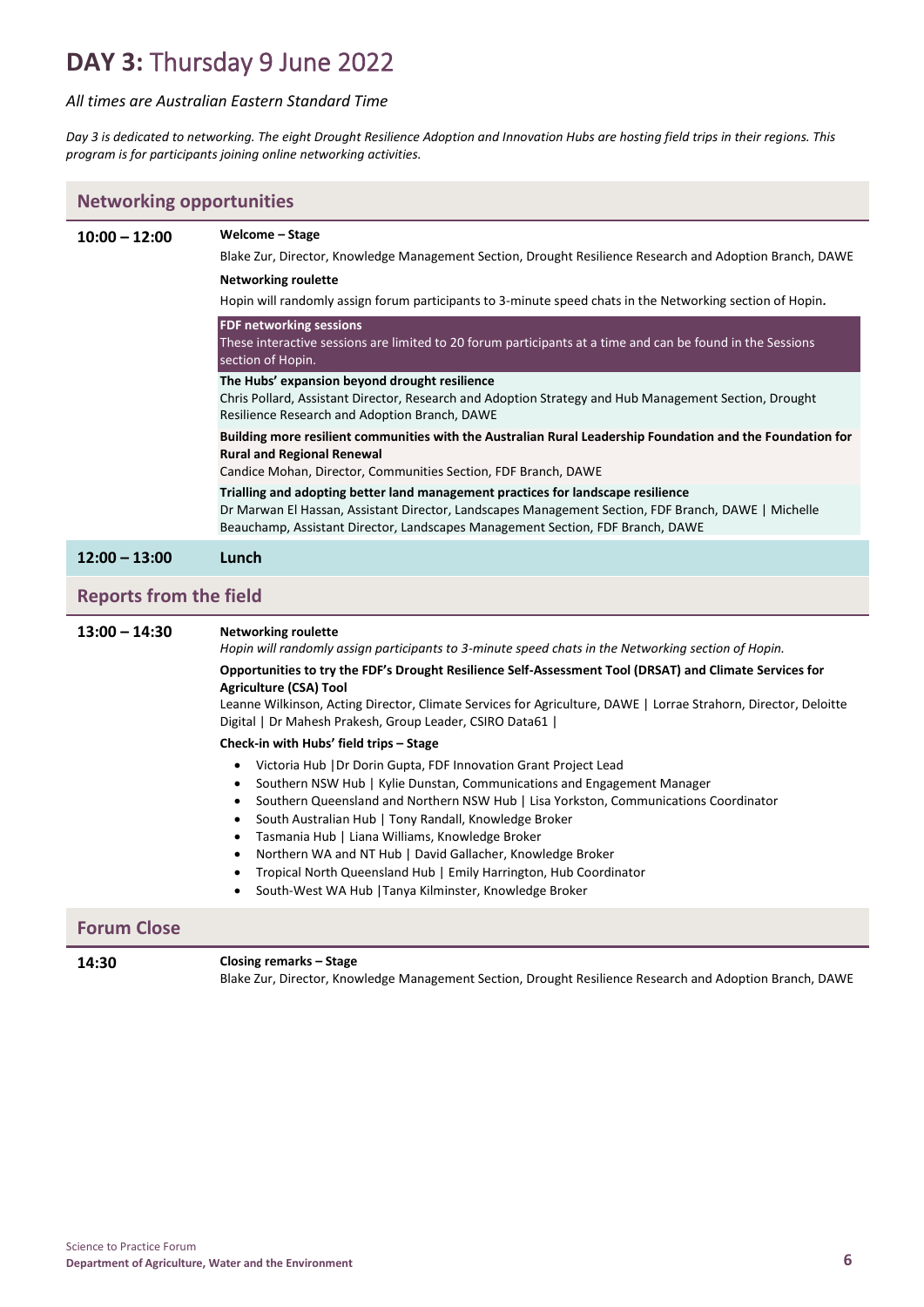# **DAY 3:** Thursday 9 June 2022

*All times are Australian Eastern Standard Time*

*Day 3 is dedicated to networking. The eight Drought Resilience Adoption and Innovation Hubs are hosting field trips in their regions. This program is for participants joining online networking activities.*

## Networking opportunities

**10:00 – 12:00**

**Welcome – Stage**

Blake Zur, Director, Knowledge Management Section, Drought Resilience Research and Adoption Branch, DAWE

**Networking roulette**

Hopin will randomly assign forum participants to 3-minute speed chats in the Networking section of Hopin**.**

**FDF networking sessions**

These interactive sessions are limited to 20 forum participants at a time and can be found in the Sessions section of Hopin.

**The Hubs' expansion beyond drought resilience**

Chris Pollard, Assistant Director, Research and Adoption Strategy and Hub Management Section, Drought Resilience Research and Adoption Branch, DAWE

**Building more resilient communities with the Australian Rural Leadership Foundation and the Foundation for Rural and Regional Renewal**

Candice Mohan, Director, Communities Section, FDF Branch, DAWE

**Trialling and adopting better land management practices for landscape resilience**

Dr Marwan El Hassan, Assistant Director, Landscapes Management Section, FDF Branch, DAWE | Michelle Beauchamp, Assistant Director, Landscapes Management Section, FDF Branch, DAWE

**12:00 – 13:00** **Lunch**

## Reports from the field

**13:00 – 14:30**

**Networking roulette**

*Hopin will randomly assign participants to 3-minute speed chats in the Networking section of Hopin.*

**Opportunities to try the FDF's Drought Resilience Self-Assessment Tool (DRSAT) and Climate Services for Agriculture (CSA) Tool**

Leanne Wilkinson, Acting Director, Climate Services for Agriculture, DAWE | Lorrae Strahorn, Director, Deloitte Digital | Dr Mahesh Prakesh, Group Leader, CSIRO Data61 |

**Check-in with Hubs' field trips – Stage**

- Victoria Hub |Dr Dorin Gupta, FDF Innovation Grant Project Lead
- Southern NSW Hub | Kylie Dunstan, Communications and Engagement Manager
- Southern Queensland and Northern NSW Hub | Lisa Yorkston, Communications Coordinator
- South Australian Hub | Tony Randall, Knowledge Broker
- Tasmania Hub | Liana Williams, Knowledge Broker
- Northern WA and NT Hub | David Gallacher, Knowledge Broker
- Tropical North Queensland Hub | Emily Harrington, Hub Coordinator
- South-West WA Hub |Tanya Kilminster, Knowledge Broker

## Forum Close

**14:30**

**Closing remarks – Stage**

Blake Zur, Director, Knowledge Management Section, Drought Resilience Research and Adoption Branch, DAWE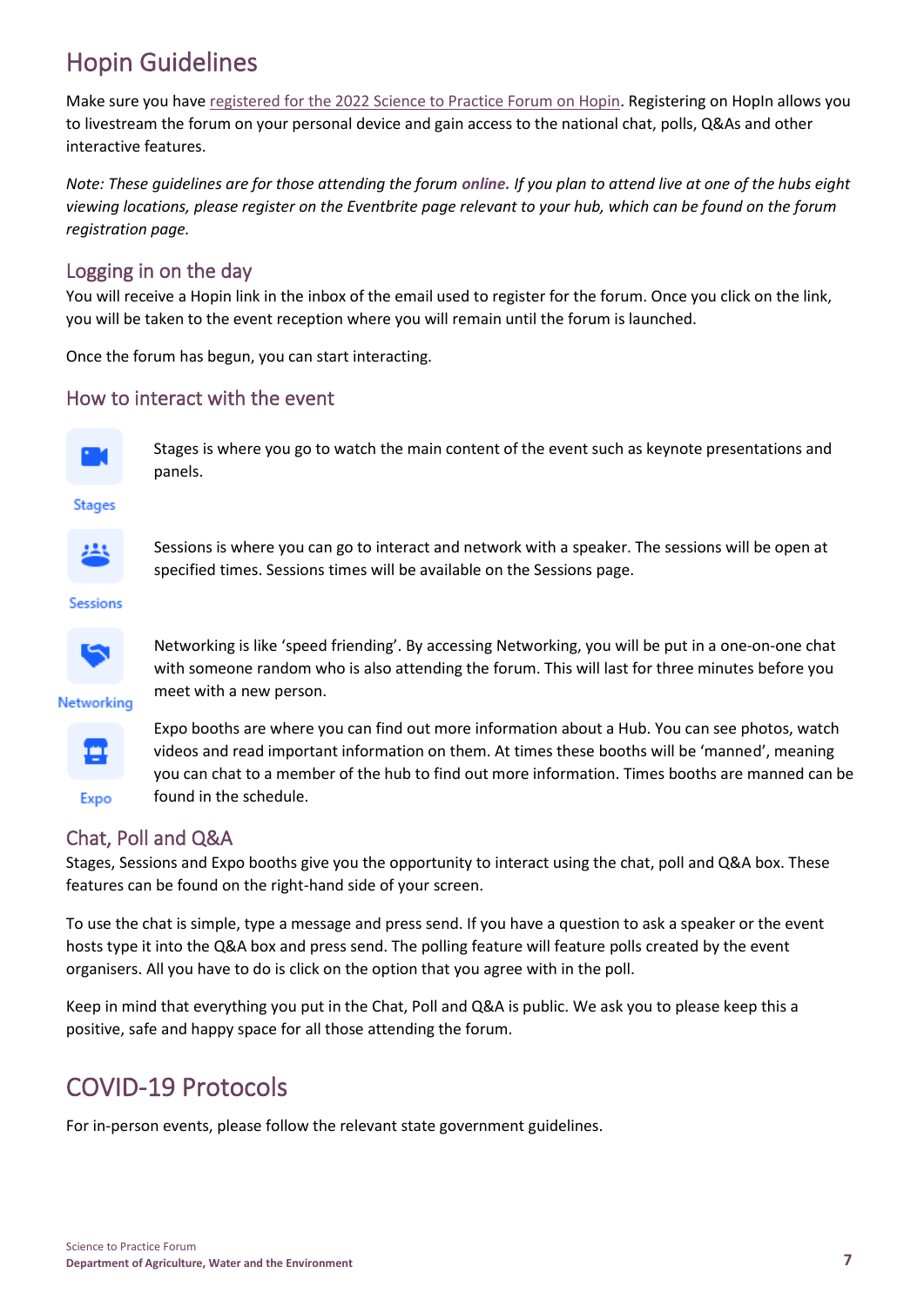# Hopin Guidelines

Make sure you have registered for the 2022 Science to Practice Forum on Hopin. Registering on HopIn allows you to livestream the forum on your personal device and gain access to the national chat, polls, Q&As and other interactive features.

*Note: These guidelines are for those attending the forum **online.** If you plan to attend live at one of the hubs eight viewing locations, please register on the Eventbrite page relevant to your hub, which can be found on the forum registration page.*

## Logging in on the day

You will receive a Hopin link in the inbox of the email used to register for the forum. Once you click on the link, you will be taken to the event reception where you will remain until the forum is launched.

Once the forum has begun, you can start interacting.

## How to interact with the event

Stages

Stages is where you go to watch the main content of the event such as keynote presentations and panels.

Sessions

Sessions is where you can go to interact and network with a speaker. The sessions will be open at specified times. Sessions times will be available on the Sessions page.

Networking

Networking is like 'speed friending'. By accessing Networking, you will be put in a one-on-one chat with someone random who is also attending the forum. This will last for three minutes before you meet with a new person.

Expo

Expo booths are where you can find out more information about a Hub. You can see photos, watch videos and read important information on them. At times these booths will be 'manned', meaning you can chat to a member of the hub to find out more information. Times booths are manned can be found in the schedule.

## Chat, Poll and Q&A

Stages, Sessions and Expo booths give you the opportunity to interact using the chat, poll and Q&A box. These features can be found on the right-hand side of your screen.

To use the chat is simple, type a message and press send. If you have a question to ask a speaker or the event hosts type it into the Q&A box and press send. The polling feature will feature polls created by the event organisers. All you have to do is click on the option that you agree with in the poll.

Keep in mind that everything you put in the Chat, Poll and Q&A is public. We ask you to please keep this a positive, safe and happy space for all those attending the forum.

# COVID-19 Protocols

For in-person events, please follow the relevant state government guidelines.